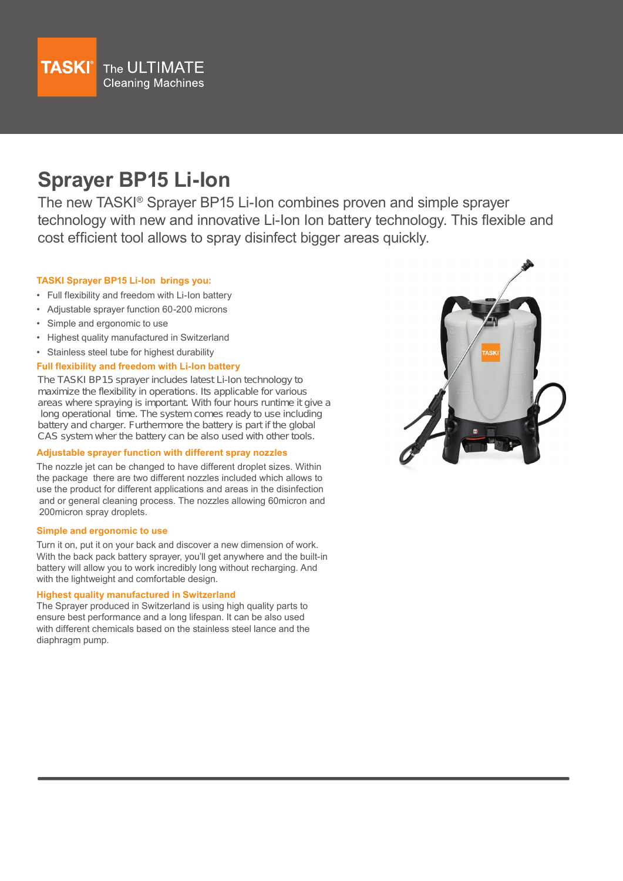TASKI® The ULTIMATE Cleaning Machines

# Sprayer BP15 Li-Ion

The new TASKI® Sprayer BP15 Li-Ion combines proven and simple sprayer technology with new and innovative Li-Ion Ion battery technology. This flexible and cost efficient tool allows to spray disinfect bigger areas quickly.

### TASKI Sprayer BP15 Li-Ion brings you:

- Full flexibility and freedom with Li-Ion battery
- Adjustable sprayer function 60-200 microns
- Simple and ergonomic to use
- Highest quality manufactured in Switzerland
- Stainless steel tube for highest durability

### Full flexibility and freedom with Li-Ion battery

The TASKI BP15 sprayer includes latest Li-Ion technology to maximize the flexibility in operations. Its applicable for various areas where spraying is important. With four hours runtime it give a long operational time. The system comes ready to use including battery and charger. Furthermore the battery is part if the global CAS system wher the battery can be also used with other tools.

### Adjustable sprayer function with different spray nozzles

The nozzle jet can be changed to have different droplet sizes. Within the package there are two different nozzles included which allows to use the product for different applications and areas in the disinfection and or general cleaning process. The nozzles allowing 60micron and 200micron spray droplets.

### Simple and ergonomic to use

Turn it on, put it on your back and discover a new dimension of work. With the back pack battery sprayer, you'll get anywhere and the built-in battery will allow you to work incredibly long without recharging. And with the lightweight and comfortable design.

### Highest quality manufactured in Switzerland

The Sprayer produced in Switzerland is using high quality parts to ensure best performance and a long lifespan. It can be also used with different chemicals based on the stainless steel lance and the diaphragm pump.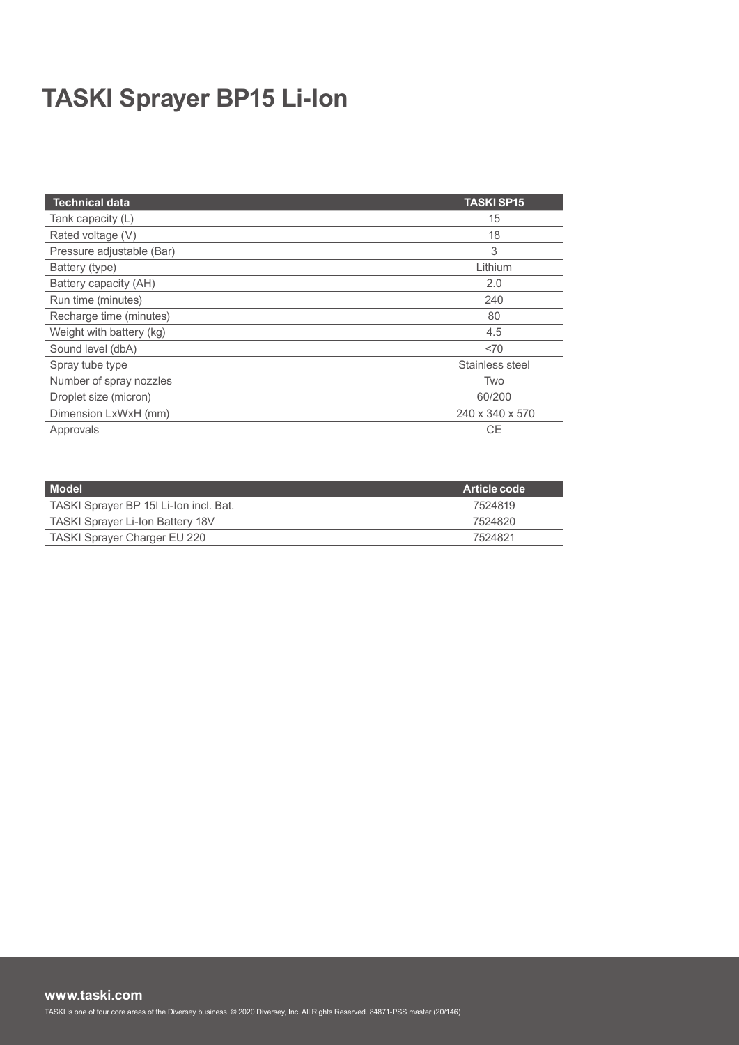# TASKI Sprayer BP15 Li-Ion

| Technical data | TASKI SP15 |
|---|---|
| Tank capacity (L) | 15 |
| Rated voltage (V) | 18 |
| Pressure adjustable (Bar) | 3 |
| Battery (type) | Lithium |
| Battery capacity (AH) | 2.0 |
| Run time (minutes) | 240 |
| Recharge time (minutes) | 80 |
| Weight with battery (kg) | 4.5 |
| Sound level (dbA) | <70 |
| Spray tube type | Stainless steel |
| Number of spray nozzles | Two |
| Droplet size (micron) | 60/200 |
| Dimension LxWxH (mm) | 240 x 340 x 570 |
| Approvals | CE |

| Model | Article code |
|---|---|
| TASKI Sprayer BP 15l Li-Ion incl. Bat. | 7524819 |
| TASKI Sprayer Li-Ion Battery 18V | 7524820 |
| TASKI Sprayer Charger EU 220 | 7524821 |

**www.taski.com**

TASKI is one of four core areas of the Diversey business. © 2020 Diversey, Inc. All Rights Reserved. 84871-PSS master (20/146)